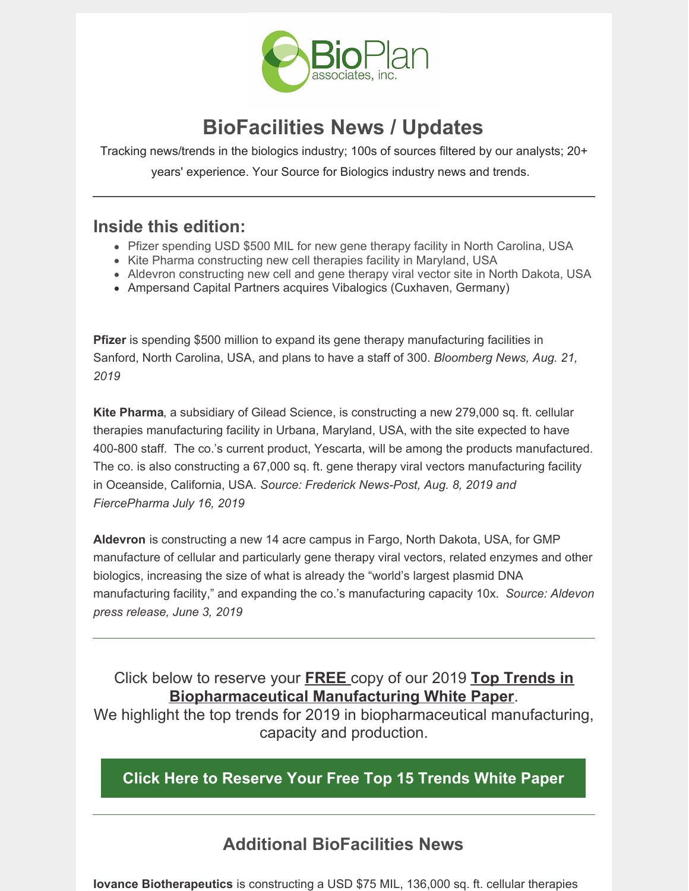# BioFacilities News / Updates

Tracking news/trends in the biologics industry; 100s of sources filtered by our analysts; 20+ years' experience. Your Source for Biologics industry news and trends.

---

## Inside this edition:

- Pfizer spending USD $500 MIL for new gene therapy facility in North Carolina, USA
- Kite Pharma constructing new cell therapies facility in Maryland, USA
- Aldevron constructing new cell and gene therapy viral vector site in North Dakota, USA
- Ampersand Capital Partners acquires Vibalogics (Cuxhaven, Germany)

**Pfizer** is spending $500 million to expand its gene therapy manufacturing facilities in Sanford, North Carolina, USA, and plans to have a staff of 300. *Bloomberg News, Aug. 21, 2019*

**Kite Pharma**, a subsidiary of Gilead Science, is constructing a new 279,000 sq. ft. cellular therapies manufacturing facility in Urbana, Maryland, USA, with the site expected to have 400-800 staff. The co.'s current product, Yescarta, will be among the products manufactured. The co. is also constructing a 67,000 sq. ft. gene therapy viral vectors manufacturing facility in Oceanside, California, USA. *Source: Frederick News-Post, Aug. 8, 2019 and FiercePharma July 16, 2019*

**Aldevron** is constructing a new 14 acre campus in Fargo, North Dakota, USA, for GMP manufacture of cellular and particularly gene therapy viral vectors, related enzymes and other biologics, increasing the size of what is already the "world's largest plasmid DNA manufacturing facility," and expanding the co.'s manufacturing capacity 10x. *Source: Aldevon press release, June 3, 2019*

---

Click below to reserve your **FREE** copy of our 2019 **Top Trends in Biopharmaceutical Manufacturing White Paper**.
We highlight the top trends for 2019 in biopharmaceutical manufacturing, capacity and production.

**Click Here to Reserve Your Free Top 15 Trends White Paper**

---

## Additional BioFacilities News

**Iovance Biotherapeutics** is constructing a USD $75 MIL, 136,000 sq. ft. cellular therapies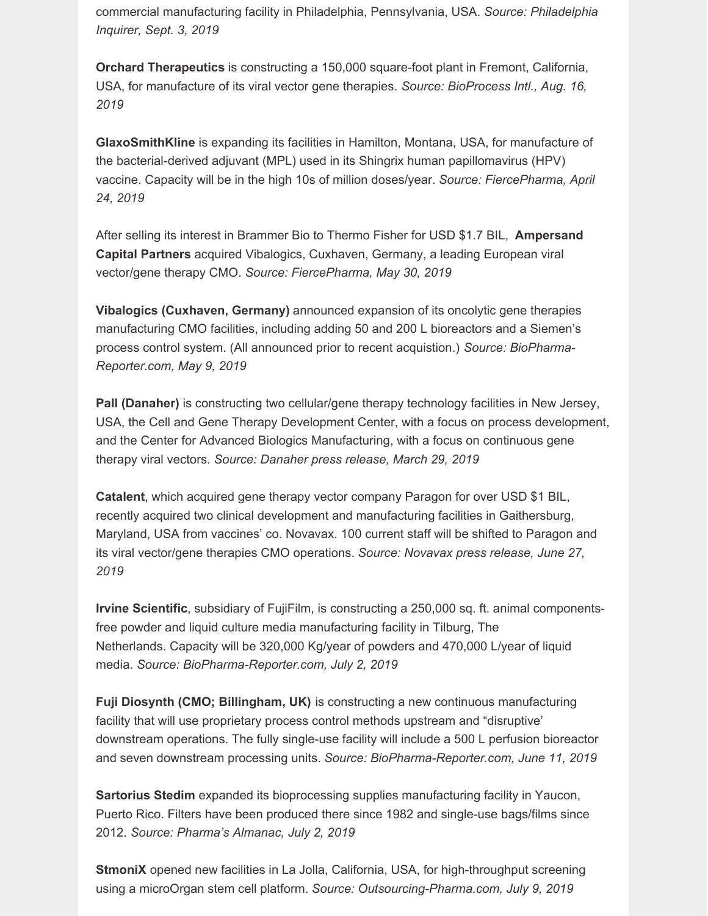commercial manufacturing facility in Philadelphia, Pennsylvania, USA. *Source: Philadelphia Inquirer, Sept. 3, 2019*

**Orchard Therapeutics** is constructing a 150,000 square-foot plant in Fremont, California, USA, for manufacture of its viral vector gene therapies. *Source: BioProcess Intl., Aug. 16, 2019*

**GlaxoSmithKline** is expanding its facilities in Hamilton, Montana, USA, for manufacture of the bacterial-derived adjuvant (MPL) used in its Shingrix human papillomavirus (HPV) vaccine. Capacity will be in the high 10s of million doses/year. *Source: FiercePharma, April 24, 2019*

After selling its interest in Brammer Bio to Thermo Fisher for USD $1.7 BIL, **Ampersand Capital Partners** acquired Vibalogics, Cuxhaven, Germany, a leading European viral vector/gene therapy CMO. *Source: FiercePharma, May 30, 2019*

**Vibalogics (Cuxhaven, Germany)** announced expansion of its oncolytic gene therapies manufacturing CMO facilities, including adding 50 and 200 L bioreactors and a Siemen's process control system. (All announced prior to recent acquistion.) *Source: BioPharma-Reporter.com, May 9, 2019*

**Pall (Danaher)** is constructing two cellular/gene therapy technology facilities in New Jersey, USA, the Cell and Gene Therapy Development Center, with a focus on process development, and the Center for Advanced Biologics Manufacturing, with a focus on continuous gene therapy viral vectors. *Source: Danaher press release, March 29, 2019*

**Catalent**, which acquired gene therapy vector company Paragon for over USD $1 BIL, recently acquired two clinical development and manufacturing facilities in Gaithersburg, Maryland, USA from vaccines' co. Novavax. 100 current staff will be shifted to Paragon and its viral vector/gene therapies CMO operations. *Source: Novavax press release, June 27, 2019*

**Irvine Scientific**, subsidiary of FujiFilm, is constructing a 250,000 sq. ft. animal components-free powder and liquid culture media manufacturing facility in Tilburg, The Netherlands. Capacity will be 320,000 Kg/year of powders and 470,000 L/year of liquid media. *Source: BioPharma-Reporter.com, July 2, 2019*

**Fuji Diosynth (CMO; Billingham, UK)** is constructing a new continuous manufacturing facility that will use proprietary process control methods upstream and "disruptive' downstream operations. The fully single-use facility will include a 500 L perfusion bioreactor and seven downstream processing units. *Source: BioPharma-Reporter.com, June 11, 2019*

**Sartorius Stedim** expanded its bioprocessing supplies manufacturing facility in Yaucon, Puerto Rico. Filters have been produced there since 1982 and single-use bags/films since 2012. *Source: Pharma's Almanac, July 2, 2019*

**StmoniX** opened new facilities in La Jolla, California, USA, for high-throughput screening using a microOrgan stem cell platform. *Source: Outsourcing-Pharma.com, July 9, 2019*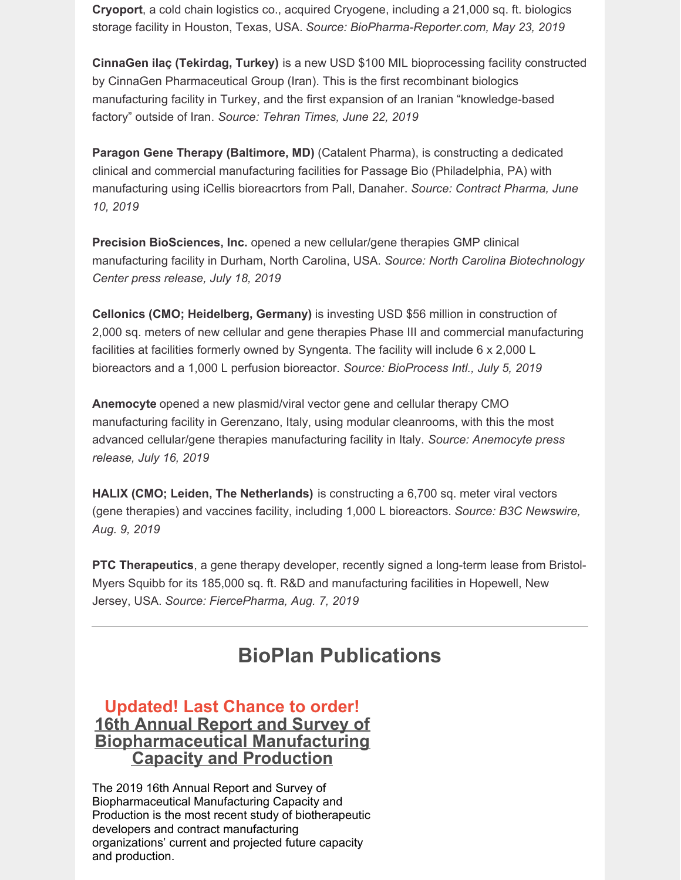**Cryoport**, a cold chain logistics co., acquired Cryogene, including a 21,000 sq. ft. biologics storage facility in Houston, Texas, USA. *Source: BioPharma-Reporter.com, May 23, 2019*

**CinnaGen ilaç (Tekirdag, Turkey)** is a new USD $100 MIL bioprocessing facility constructed by CinnaGen Pharmaceutical Group (Iran). This is the first recombinant biologics manufacturing facility in Turkey, and the first expansion of an Iranian "knowledge-based factory" outside of Iran. *Source: Tehran Times, June 22, 2019*

**Paragon Gene Therapy (Baltimore, MD)** (Catalent Pharma), is constructing a dedicated clinical and commercial manufacturing facilities for Passage Bio (Philadelphia, PA) with manufacturing using iCellis bioreacrtors from Pall, Danaher. *Source: Contract Pharma, June 10, 2019*

**Precision BioSciences, Inc.** opened a new cellular/gene therapies GMP clinical manufacturing facility in Durham, North Carolina, USA. *Source: North Carolina Biotechnology Center press release, July 18, 2019*

**Cellonics (CMO; Heidelberg, Germany)** is investing USD $56 million in construction of 2,000 sq. meters of new cellular and gene therapies Phase III and commercial manufacturing facilities at facilities formerly owned by Syngenta. The facility will include 6 x 2,000 L bioreactors and a 1,000 L perfusion bioreactor. *Source: BioProcess Intl., July 5, 2019*

**Anemocyte** opened a new plasmid/viral vector gene and cellular therapy CMO manufacturing facility in Gerenzano, Italy, using modular cleanrooms, with this the most advanced cellular/gene therapies manufacturing facility in Italy. *Source: Anemocyte press release, July 16, 2019*

**HALIX (CMO; Leiden, The Netherlands)** is constructing a 6,700 sq. meter viral vectors (gene therapies) and vaccines facility, including 1,000 L bioreactors. *Source: B3C Newswire, Aug. 9, 2019*

**PTC Therapeutics**, a gene therapy developer, recently signed a long-term lease from Bristol-Myers Squibb for its 185,000 sq. ft. R&D and manufacturing facilities in Hopewell, New Jersey, USA. *Source: FiercePharma, Aug. 7, 2019*

---

## BioPlan Publications

### Updated! Last Chance to order!
### 16th Annual Report and Survey of Biopharmaceutical Manufacturing Capacity and Production

The 2019 16th Annual Report and Survey of Biopharmaceutical Manufacturing Capacity and Production is the most recent study of biotherapeutic developers and contract manufacturing organizations' current and projected future capacity and production.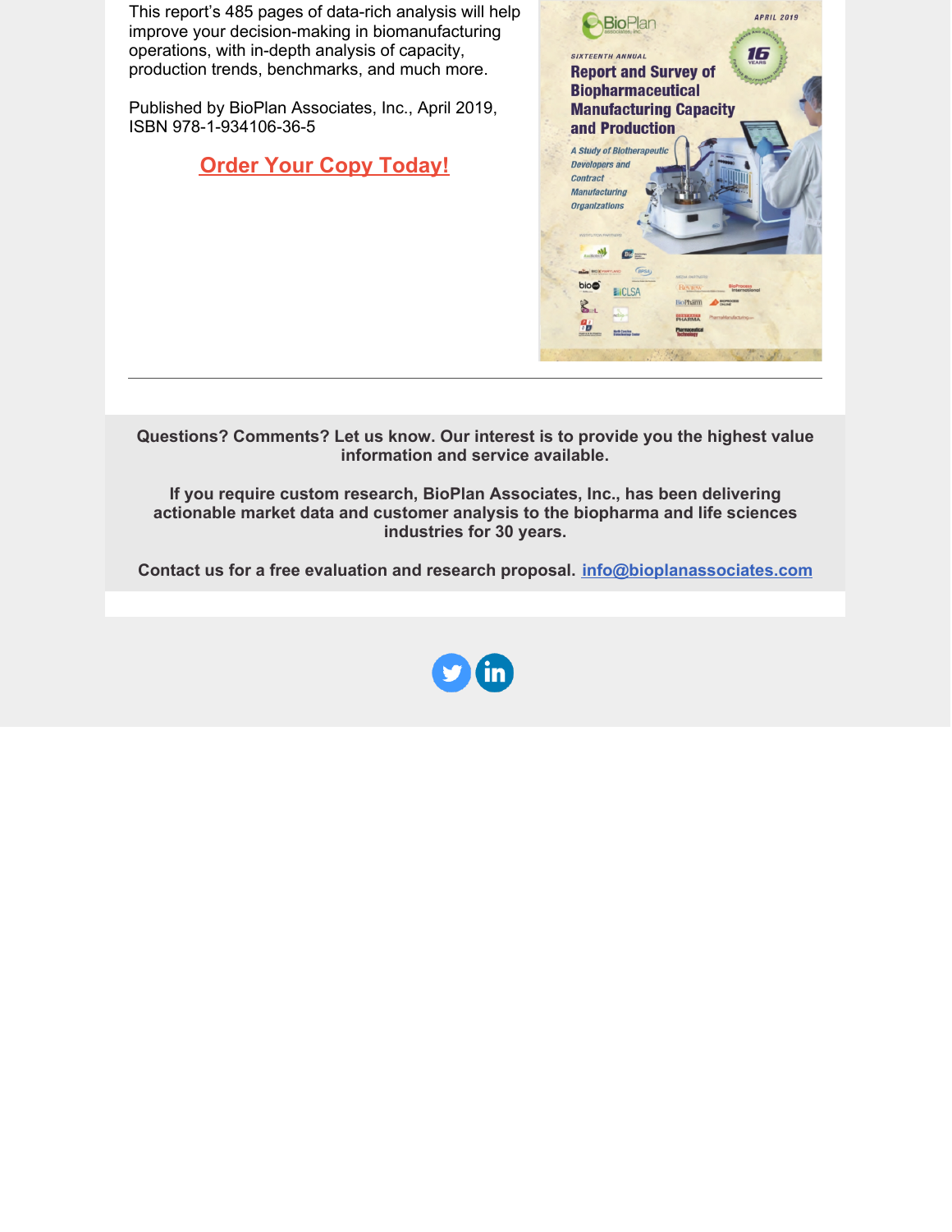This report’s 485 pages of data-rich analysis will help improve your decision-making in biomanufacturing operations, with in-depth analysis of capacity, production trends, benchmarks, and much more.

Published by BioPlan Associates, Inc., April 2019, ISBN 978-1-934106-36-5

**Order Your Copy Today!**

---

**Questions? Comments? Let us know. Our interest is to provide you the highest value information and service available.**

**If you require custom research, BioPlan Associates, Inc., has been delivering actionable market data and customer analysis to the biopharma and life sciences industries for 30 years.**

**Contact us for a free evaluation and research proposal. info@bioplanassociates.com**